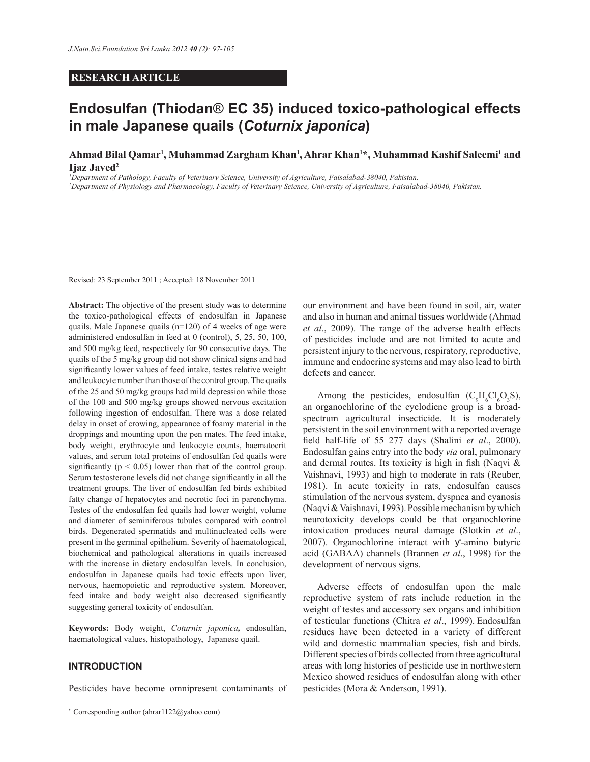## RESEARCH ARTICLE

# Endosulfan (Thiodan® EC 35) induced toxico-pathological effects in male Japanese quails (*Coturnix japonica*)

**Ahmad Bilal Qamar[1], Muhammad Zargham Khan[1], Ahrar Khan[1]\*, Muhammad Kashif Saleemi[1] and Ijaz Javed[2]**

[1]*Department of Pathology, Faculty of Veterinary Science, University of Agriculture, Faisalabad-38040, Pakistan.*
[2]*Department of Physiology and Pharmacology, Faculty of Veterinary Science, University of Agriculture, Faisalabad-38040, Pakistan.*

Revised: 23 September 2011 ; Accepted: 18 November 2011

**Abstract:** The objective of the present study was to determine the toxico-pathological effects of endosulfan in Japanese quails. Male Japanese quails (n=120) of 4 weeks of age were administered endosulfan in feed at 0 (control), 5, 25, 50, 100, and 500 mg/kg feed, respectively for 90 consecutive days. The quails of the 5 mg/kg group did not show clinical signs and had significantly lower values of feed intake, testes relative weight and leukocyte number than those of the control group. The quails of the 25 and 50 mg/kg groups had mild depression while those of the 100 and 500 mg/kg groups showed nervous excitation following ingestion of endosulfan. There was a dose related delay in onset of crowing, appearance of foamy material in the droppings and mounting upon the pen mates. The feed intake, body weight, erythrocyte and leukocyte counts, haematocrit values, and serum total proteins of endosulfan fed quails were significantly ($p < 0.05$) lower than that of the control group. Serum testosterone levels did not change significantly in all the treatment groups. The liver of endosulfan fed birds exhibited fatty change of hepatocytes and necrotic foci in parenchyma. Testes of the endosulfan fed quails had lower weight, volume and diameter of seminiferous tubules compared with control birds. Degenerated spermatids and multinucleated cells were present in the germinal epithelium. Severity of haematological, biochemical and pathological alterations in quails increased with the increase in dietary endosulfan levels. In conclusion, endosulfan in Japanese quails had toxic effects upon liver, nervous, haemopoietic and reproductive system. Moreover, feed intake and body weight also decreased significantly suggesting general toxicity of endosulfan.

**Keywords:** Body weight, *Coturnix japonica*, endosulfan, haematological values, histopathology, Japanese quail.

## INTRODUCTION

Pesticides have become omnipresent contaminants of our environment and have been found in soil, air, water and also in human and animal tissues worldwide (Ahmad *et al*., 2009). The range of the adverse health effects of pesticides include and are not limited to acute and persistent injury to the nervous, respiratory, reproductive, immune and endocrine systems and may also lead to birth defects and cancer.

Among the pesticides, endosulfan ($C_9H_6Cl_6O_3S$), an organochlorine of the cyclodiene group is a broad-spectrum agricultural insecticide. It is moderately persistent in the soil environment with a reported average field half-life of 55–277 days (Shalini *et al*., 2000). Endosulfan gains entry into the body *via* oral, pulmonary and dermal routes. Its toxicity is high in fish (Naqvi & Vaishnavi, 1993) and high to moderate in rats (Reuber, 1981). In acute toxicity in rats, endosulfan causes stimulation of the nervous system, dyspnea and cyanosis (Naqvi & Vaishnavi, 1993). Possible mechanism by which neurotoxicity develops could be that organochlorine intoxication produces neural damage (Slotkin *et al*., 2007). Organochlorine interact with γ-amino butyric acid (GABAA) channels (Brannen *et al*., 1998) for the development of nervous signs.

Adverse effects of endosulfan upon the male reproductive system of rats include reduction in the weight of testes and accessory sex organs and inhibition of testicular functions (Chitra *et al*., 1999). Endosulfan residues have been detected in a variety of different wild and domestic mammalian species, fish and birds. Different species of birds collected from three agricultural areas with long histories of pesticide use in northwestern Mexico showed residues of endosulfan along with other pesticides (Mora & Anderson, 1991).

\* Corresponding author (ahrar1122@yahoo.com)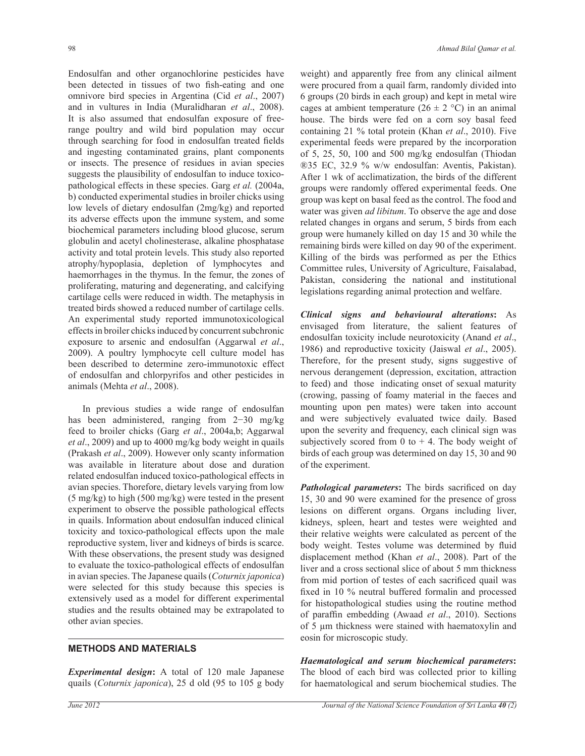Endosulfan and other organochlorine pesticides have been detected in tissues of two fish-eating and one omnivore bird species in Argentina (Cid *et al*., 2007) and in vultures in India (Muralidharan *et al*., 2008). It is also assumed that endosulfan exposure of free-range poultry and wild bird population may occur through searching for food in endosulfan treated fields and ingesting contaminated grains, plant components or insects. The presence of residues in avian species suggests the plausibility of endosulfan to induce toxico-pathological effects in these species. Garg *et al.* (2004a, b) conducted experimental studies in broiler chicks using low levels of dietary endosulfan (2mg/kg) and reported its adverse effects upon the immune system, and some biochemical parameters including blood glucose, serum globulin and acetyl cholinesterase, alkaline phosphatase activity and total protein levels. This study also reported atrophy/hypoplasia, depletion of lymphocytes and haemorrhages in the thymus. In the femur, the zones of proliferating, maturing and degenerating, and calcifying cartilage cells were reduced in width. The metaphysis in treated birds showed a reduced number of cartilage cells. An experimental study reported immunotoxicological effects in broiler chicks induced by concurrent subchronic exposure to arsenic and endosulfan (Aggarwal *et al*., 2009). A poultry lymphocyte cell culture model has been described to determine zero-immunotoxic effect of endosulfan and chlorpyrifos and other pesticides in animals (Mehta *et al*., 2008).

In previous studies a wide range of endosulfan has been administered, ranging from 2−30 mg/kg feed to broiler chicks (Garg *et al*., 2004a,b; Aggarwal *et al*., 2009) and up to 4000 mg/kg body weight in quails (Prakash *et al*., 2009). However only scanty information was available in literature about dose and duration related endosulfan induced toxico-pathological effects in avian species. Thorefore, dietary levels varying from low (5 mg/kg) to high (500 mg/kg) were tested in the present experiment to observe the possible pathological effects in quails. Information about endosulfan induced clinical toxicity and toxico-pathological effects upon the male reproductive system, liver and kidneys of birds is scarce. With these observations, the present study was designed to evaluate the toxico-pathological effects of endosulfan in avian species. The Japanese quails (*Coturnix japonica*) were selected for this study because this species is extensively used as a model for different experimental studies and the results obtained may be extrapolated to other avian species.

## METHODS AND MATERIALS

***Experimental design*:** A total of 120 male Japanese quails (*Coturnix japonica*), 25 d old (95 to 105 g body weight) and apparently free from any clinical ailment were procured from a quail farm, randomly divided into 6 groups (20 birds in each group) and kept in metal wire cages at ambient temperature (26 ± 2 °C) in an animal house. The birds were fed on a corn soy basal feed containing 21 % total protein (Khan *et al*., 2010). Five experimental feeds were prepared by the incorporation of 5, 25, 50, 100 and 500 mg/kg endosulfan (Thiodan ®35 EC, 32.9 % w/w endosulfan: Aventis, Pakistan). After 1 wk of acclimatization, the birds of the different groups were randomly offered experimental feeds. One group was kept on basal feed as the control. The food and water was given *ad libitum*. To observe the age and dose related changes in organs and serum, 5 birds from each group were humanely killed on day 15 and 30 while the remaining birds were killed on day 90 of the experiment. Killing of the birds was performed as per the Ethics Committee rules, University of Agriculture, Faisalabad, Pakistan, considering the national and institutional legislations regarding animal protection and welfare.

***Clinical signs and behavioural alterations*:** As envisaged from literature, the salient features of endosulfan toxicity include neurotoxicity (Anand *et al*., 1986) and reproductive toxicity (Jaiswal *et al*., 2005). Therefore, for the present study, signs suggestive of nervous derangement (depression, excitation, attraction to feed) and those indicating onset of sexual maturity (crowing, passing of foamy material in the faeces and mounting upon pen mates) were taken into account and were subjectively evaluated twice daily. Based upon the severity and frequency, each clinical sign was subjectively scored from 0 to + 4. The body weight of birds of each group was determined on day 15, 30 and 90 of the experiment.

***Pathological parameters*:** The birds sacrificed on day 15, 30 and 90 were examined for the presence of gross lesions on different organs. Organs including liver, kidneys, spleen, heart and testes were weighted and their relative weights were calculated as percent of the body weight. Testes volume was determined by fluid displacement method (Khan *et al*., 2008). Part of the liver and a cross sectional slice of about 5 mm thickness from mid portion of testes of each sacrificed quail was fixed in 10 % neutral buffered formalin and processed for histopathological studies using the routine method of paraffin embedding (Awaad *et al*., 2010). Sections of 5 µm thickness were stained with haematoxylin and eosin for microscopic study.

***Haematological and serum biochemical parameters*:** The blood of each bird was collected prior to killing for haematological and serum biochemical studies. The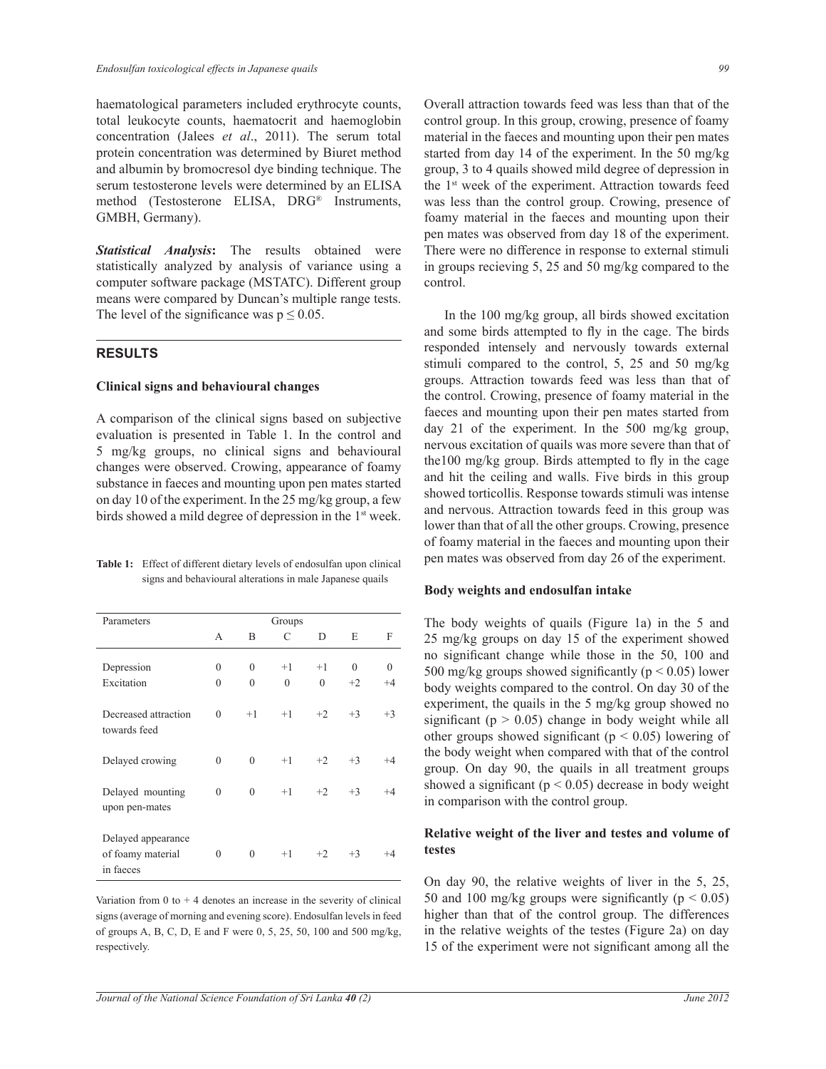haematological parameters included erythrocyte counts, total leukocyte counts, haematocrit and haemoglobin concentration (Jalees *et al*., 2011). The serum total protein concentration was determined by Biuret method and albumin by bromocresol dye binding technique. The serum testosterone levels were determined by an ELISA method (Testosterone ELISA, DRG® Instruments, GMBH, Germany).

***Statistical Analysis*:** The results obtained were statistically analyzed by analysis of variance using a computer software package (MSTATC). Different group means were compared by Duncan's multiple range tests. The level of the significance was $p \leq 0.05$.

## RESULTS

### Clinical signs and behavioural changes

A comparison of the clinical signs based on subjective evaluation is presented in Table 1. In the control and 5 mg/kg groups, no clinical signs and behavioural changes were observed. Crowing, appearance of foamy substance in faeces and mounting upon pen mates started on day 10 of the experiment. In the 25 mg/kg group, a few birds showed a mild degree of depression in the 1st week.

**Table 1:** Effect of different dietary levels of endosulfan upon clinical signs and behavioural alterations in male Japanese quails

| Parameters | Groups | | | | | |
|---|---|---|---|---|---|---|
| | A | B | C | D | E | F |
| Depression | 0 | 0 | +1 | +1 | 0 | 0 |
| Excitation | 0 | 0 | 0 | 0 | +2 | +4 |
| Decreased attraction towards feed | 0 | +1 | +1 | +2 | +3 | +3 |
| Delayed crowing | 0 | 0 | +1 | +2 | +3 | +4 |
| Delayed mounting upon pen-mates | 0 | 0 | +1 | +2 | +3 | +4 |
| Delayed appearance of foamy material in faeces | 0 | 0 | +1 | +2 | +3 | +4 |

Variation from 0 to + 4 denotes an increase in the severity of clinical signs (average of morning and evening score). Endosulfan levels in feed of groups A, B, C, D, E and F were 0, 5, 25, 50, 100 and 500 mg/kg, respectively.

Overall attraction towards feed was less than that of the control group. In this group, crowing, presence of foamy material in the faeces and mounting upon their pen mates started from day 14 of the experiment. In the 50 mg/kg group, 3 to 4 quails showed mild degree of depression in the 1st week of the experiment. Attraction towards feed was less than the control group. Crowing, presence of foamy material in the faeces and mounting upon their pen mates was observed from day 18 of the experiment. There were no difference in response to external stimuli in groups recieving 5, 25 and 50 mg/kg compared to the control.

In the 100 mg/kg group, all birds showed excitation and some birds attempted to fly in the cage. The birds responded intensely and nervously towards external stimuli compared to the control, 5, 25 and 50 mg/kg groups. Attraction towards feed was less than that of the control. Crowing, presence of foamy material in the faeces and mounting upon their pen mates started from day 21 of the experiment. In the 500 mg/kg group, nervous excitation of quails was more severe than that of the100 mg/kg group. Birds attempted to fly in the cage and hit the ceiling and walls. Five birds in this group showed torticollis. Response towards stimuli was intense and nervous. Attraction towards feed in this group was lower than that of all the other groups. Crowing, presence of foamy material in the faeces and mounting upon their pen mates was observed from day 26 of the experiment.

### Body weights and endosulfan intake

The body weights of quails (Figure 1a) in the 5 and 25 mg/kg groups on day 15 of the experiment showed no significant change while those in the 50, 100 and 500 mg/kg groups showed significantly ($p < 0.05$) lower body weights compared to the control. On day 30 of the experiment, the quails in the 5 mg/kg group showed no significant ($p > 0.05$) change in body weight while all other groups showed significant ($p < 0.05$) lowering of the body weight when compared with that of the control group. On day 90, the quails in all treatment groups showed a significant ($p < 0.05$) decrease in body weight in comparison with the control group.

### Relative weight of the liver and testes and volume of testes

On day 90, the relative weights of liver in the 5, 25, 50 and 100 mg/kg groups were significantly ($p < 0.05$) higher than that of the control group. The differences in the relative weights of the testes (Figure 2a) on day 15 of the experiment were not significant among all the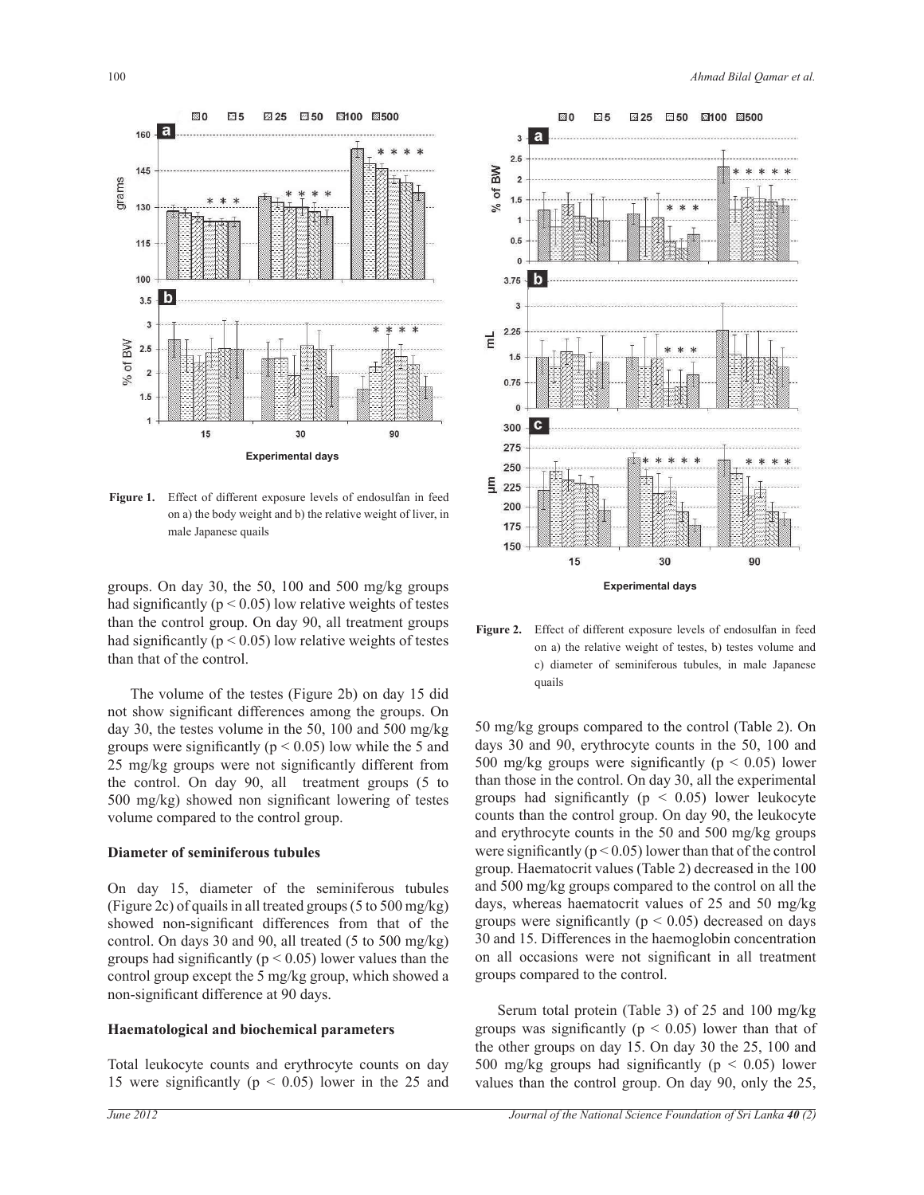**Figure 1.** Effect of different exposure levels of endosulfan in feed on a) the body weight and b) the relative weight of liver, in male Japanese quails

groups. On day 30, the 50, 100 and 500 mg/kg groups had significantly ($p < 0.05$) low relative weights of testes than the control group. On day 90, all treatment groups had significantly ($p < 0.05$) low relative weights of testes than that of the control.

The volume of the testes (Figure 2b) on day 15 did not show significant differences among the groups. On day 30, the testes volume in the 50, 100 and 500 mg/kg groups were significantly ($p < 0.05$) low while the 5 and 25 mg/kg groups were not significantly different from the control. On day 90, all treatment groups (5 to 500 mg/kg) showed non significant lowering of testes volume compared to the control group.

### Diameter of seminiferous tubules

On day 15, diameter of the seminiferous tubules (Figure 2c) of quails in all treated groups (5 to 500 mg/kg) showed non-significant differences from that of the control. On days 30 and 90, all treated (5 to 500 mg/kg) groups had significantly ($p < 0.05$) lower values than the control group except the 5 mg/kg group, which showed a non-significant difference at 90 days.

### Haematological and biochemical parameters

Total leukocyte counts and erythrocyte counts on day 15 were significantly ($p < 0.05$) lower in the 25 and 50 mg/kg groups compared to the control (Table 2). On days 30 and 90, erythrocyte counts in the 50, 100 and 500 mg/kg groups were significantly ($p < 0.05$) lower than those in the control. On day 30, all the experimental groups had significantly ($p < 0.05$) lower leukocyte counts than the control group. On day 90, the leukocyte and erythrocyte counts in the 50 and 500 mg/kg groups were significantly ($p < 0.05$) lower than that of the control group. Haematocrit values (Table 2) decreased in the 100 and 500 mg/kg groups compared to the control on all the days, whereas haematocrit values of 25 and 50 mg/kg groups were significantly ($p < 0.05$) decreased on days 30 and 15. Differences in the haemoglobin concentration on all occasions were not significant in all treatment groups compared to the control.

**Figure 2.** Effect of different exposure levels of endosulfan in feed on a) the relative weight of testes, b) testes volume and c) diameter of seminiferous tubules, in male Japanese quails

Serum total protein (Table 3) of 25 and 100 mg/kg groups was significantly ($p < 0.05$) lower than that of the other groups on day 15. On day 30 the 25, 100 and 500 mg/kg groups had significantly ($p < 0.05$) lower values than the control group. On day 90, only the 25,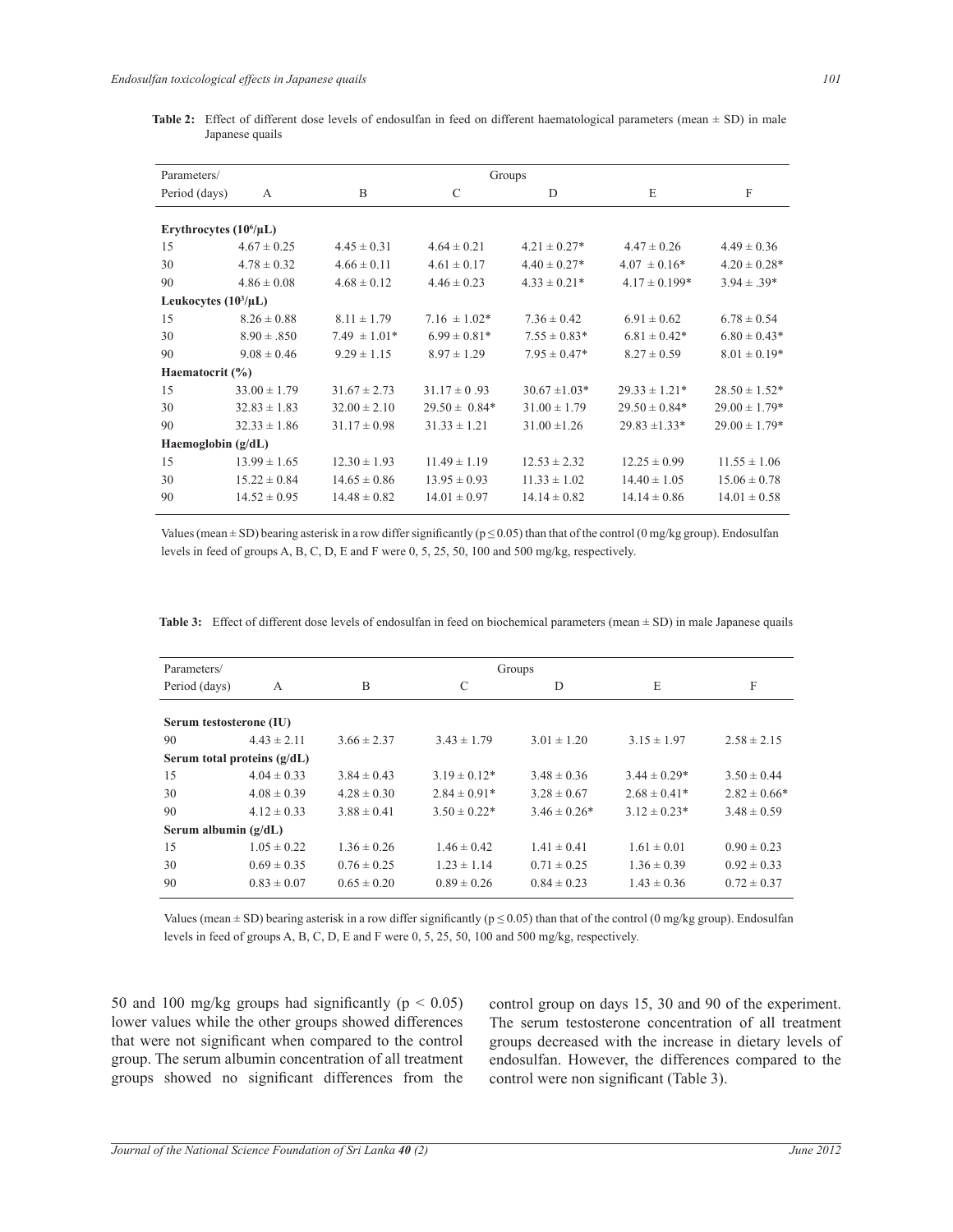**Table 2:** Effect of different dose levels of endosulfan in feed on different haematological parameters (mean ± SD) in male Japanese quails

| Parameters/ | Groups | | | | | |
|---|---|---|---|---|---|---|
| Period (days) | A | B | C | D | E | F |
| **Erythrocytes ($10^6$/µL)** | | | | | | |
| 15 | 4.67 ± 0.25 | 4.45 ± 0.31 | 4.64 ± 0.21 | 4.21 ± 0.27* | 4.47 ± 0.26 | 4.49 ± 0.36 |
| 30 | 4.78 ± 0.32 | 4.66 ± 0.11 | 4.61 ± 0.17 | 4.40 ± 0.27* | 4.07 ± 0.16* | 4.20 ± 0.28* |
| 90 | 4.86 ± 0.08 | 4.68 ± 0.12 | 4.46 ± 0.23 | 4.33 ± 0.21* | 4.17 ± 0.199* | 3.94 ± .39* |
| **Leukocytes ($10^3$/µL)** | | | | | | |
| 15 | 8.26 ± 0.88 | 8.11 ± 1.79 | 7.16 ± 1.02* | 7.36 ± 0.42 | 6.91 ± 0.62 | 6.78 ± 0.54 |
| 30 | 8.90 ± .850 | 7.49 ± 1.01* | 6.99 ± 0.81* | 7.55 ± 0.83* | 6.81 ± 0.42* | 6.80 ± 0.43* |
| 90 | 9.08 ± 0.46 | 9.29 ± 1.15 | 8.97 ± 1.29 | 7.95 ± 0.47* | 8.27 ± 0.59 | 8.01 ± 0.19* |
| **Haematocrit (%)** | | | | | | |
| 15 | 33.00 ± 1.79 | 31.67 ± 2.73 | 31.17 ± 0 .93 | 30.67 ±1.03* | 29.33 ± 1.21* | 28.50 ± 1.52* |
| 30 | 32.83 ± 1.83 | 32.00 ± 2.10 | 29.50 ± 0.84* | 31.00 ± 1.79 | 29.50 ± 0.84* | 29.00 ± 1.79* |
| 90 | 32.33 ± 1.86 | 31.17 ± 0.98 | 31.33 ± 1.21 | 31.00 ±1.26 | 29.83 ±1.33* | 29.00 ± 1.79* |
| **Haemoglobin (g/dL)** | | | | | | |
| 15 | 13.99 ± 1.65 | 12.30 ± 1.93 | 11.49 ± 1.19 | 12.53 ± 2.32 | 12.25 ± 0.99 | 11.55 ± 1.06 |
| 30 | 15.22 ± 0.84 | 14.65 ± 0.86 | 13.95 ± 0.93 | 11.33 ± 1.02 | 14.40 ± 1.05 | 15.06 ± 0.78 |
| 90 | 14.52 ± 0.95 | 14.48 ± 0.82 | 14.01 ± 0.97 | 14.14 ± 0.82 | 14.14 ± 0.86 | 14.01 ± 0.58 |

Values (mean ± SD) bearing asterisk in a row differ significantly ($p \leq 0.05$) than that of the control (0 mg/kg group). Endosulfan levels in feed of groups A, B, C, D, E and F were 0, 5, 25, 50, 100 and 500 mg/kg, respectively.

**Table 3:** Effect of different dose levels of endosulfan in feed on biochemical parameters (mean ± SD) in male Japanese quails

| Parameters/ | Groups | | | | | |
|---|---|---|---|---|---|---|
| Period (days) | A | B | C | D | E | F |
| **Serum testosterone (IU)** | | | | | | |
| 90 | 4.43 ± 2.11 | 3.66 ± 2.37 | 3.43 ± 1.79 | 3.01 ± 1.20 | 3.15 ± 1.97 | 2.58 ± 2.15 |
| **Serum total proteins (g/dL)** | | | | | | |
| 15 | 4.04 ± 0.33 | 3.84 ± 0.43 | 3.19 ± 0.12* | 3.48 ± 0.36 | 3.44 ± 0.29* | 3.50 ± 0.44 |
| 30 | 4.08 ± 0.39 | 4.28 ± 0.30 | 2.84 ± 0.91* | 3.28 ± 0.67 | 2.68 ± 0.41* | 2.82 ± 0.66* |
| 90 | 4.12 ± 0.33 | 3.88 ± 0.41 | 3.50 ± 0.22* | 3.46 ± 0.26* | 3.12 ± 0.23* | 3.48 ± 0.59 |
| **Serum albumin (g/dL)** | | | | | | |
| 15 | 1.05 ± 0.22 | 1.36 ± 0.26 | 1.46 ± 0.42 | 1.41 ± 0.41 | 1.61 ± 0.01 | 0.90 ± 0.23 |
| 30 | 0.69 ± 0.35 | 0.76 ± 0.25 | 1.23 ± 1.14 | 0.71 ± 0.25 | 1.36 ± 0.39 | 0.92 ± 0.33 |
| 90 | 0.83 ± 0.07 | 0.65 ± 0.20 | 0.89 ± 0.26 | 0.84 ± 0.23 | 1.43 ± 0.36 | 0.72 ± 0.37 |

Values (mean ± SD) bearing asterisk in a row differ significantly ($p \leq 0.05$) than that of the control (0 mg/kg group). Endosulfan levels in feed of groups A, B, C, D, E and F were 0, 5, 25, 50, 100 and 500 mg/kg, respectively.

50 and 100 mg/kg groups had significantly ($p < 0.05$) lower values while the other groups showed differences that were not significant when compared to the control group. The serum albumin concentration of all treatment groups showed no significant differences from the control group on days 15, 30 and 90 of the experiment. The serum testosterone concentration of all treatment groups decreased with the increase in dietary levels of endosulfan. However, the differences compared to the control were non significant (Table 3).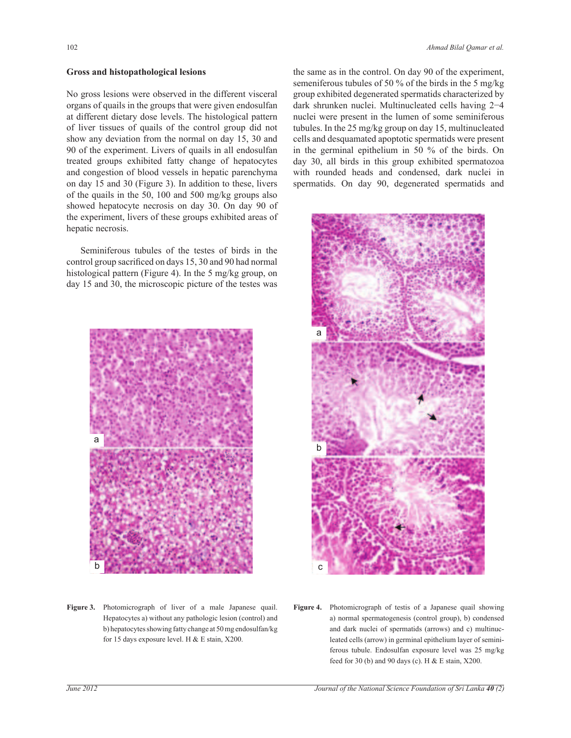### Gross and histopathological lesions

No gross lesions were observed in the different visceral organs of quails in the groups that were given endosulfan at different dietary dose levels. The histological pattern of liver tissues of quails of the control group did not show any deviation from the normal on day 15, 30 and 90 of the experiment. Livers of quails in all endosulfan treated groups exhibited fatty change of hepatocytes and congestion of blood vessels in hepatic parenchyma on day 15 and 30 (Figure 3). In addition to these, livers of the quails in the 50, 100 and 500 mg/kg groups also showed hepatocyte necrosis on day 30. On day 90 of the experiment, livers of these groups exhibited areas of hepatic necrosis.

Seminiferous tubules of the testes of birds in the control group sacrificed on days 15, 30 and 90 had normal histological pattern (Figure 4). In the 5 mg/kg group, on day 15 and 30, the microscopic picture of the testes was the same as in the control. On day 90 of the experiment, semeniferous tubules of 50 % of the birds in the 5 mg/kg group exhibited degenerated spermatids characterized by dark shrunken nuclei. Multinucleated cells having 2−4 nuclei were present in the lumen of some seminiferous tubules. In the 25 mg/kg group on day 15, multinucleated cells and desquamated apoptotic spermatids were present in the germinal epithelium in 50 % of the birds. On day 30, all birds in this group exhibited spermatozoa with rounded heads and condensed, dark nuclei in spermatids. On day 90, degenerated spermatids and

**Figure 3.** Photomicrograph of liver of a male Japanese quail. Hepatocytes a) without any pathologic lesion (control) and b) hepatocytes showing fatty change at 50 mg endosulfan/kg for 15 days exposure level. H & E stain, X200.

**Figure 4.** Photomicrograph of testis of a Japanese quail showing a) normal spermatogenesis (control group), b) condensed and dark nuclei of spermatids (arrows) and c) multinucleated cells (arrow) in germinal epithelium layer of seminiferous tubule. Endosulfan exposure level was 25 mg/kg feed for 30 (b) and 90 days (c). H & E stain, X200.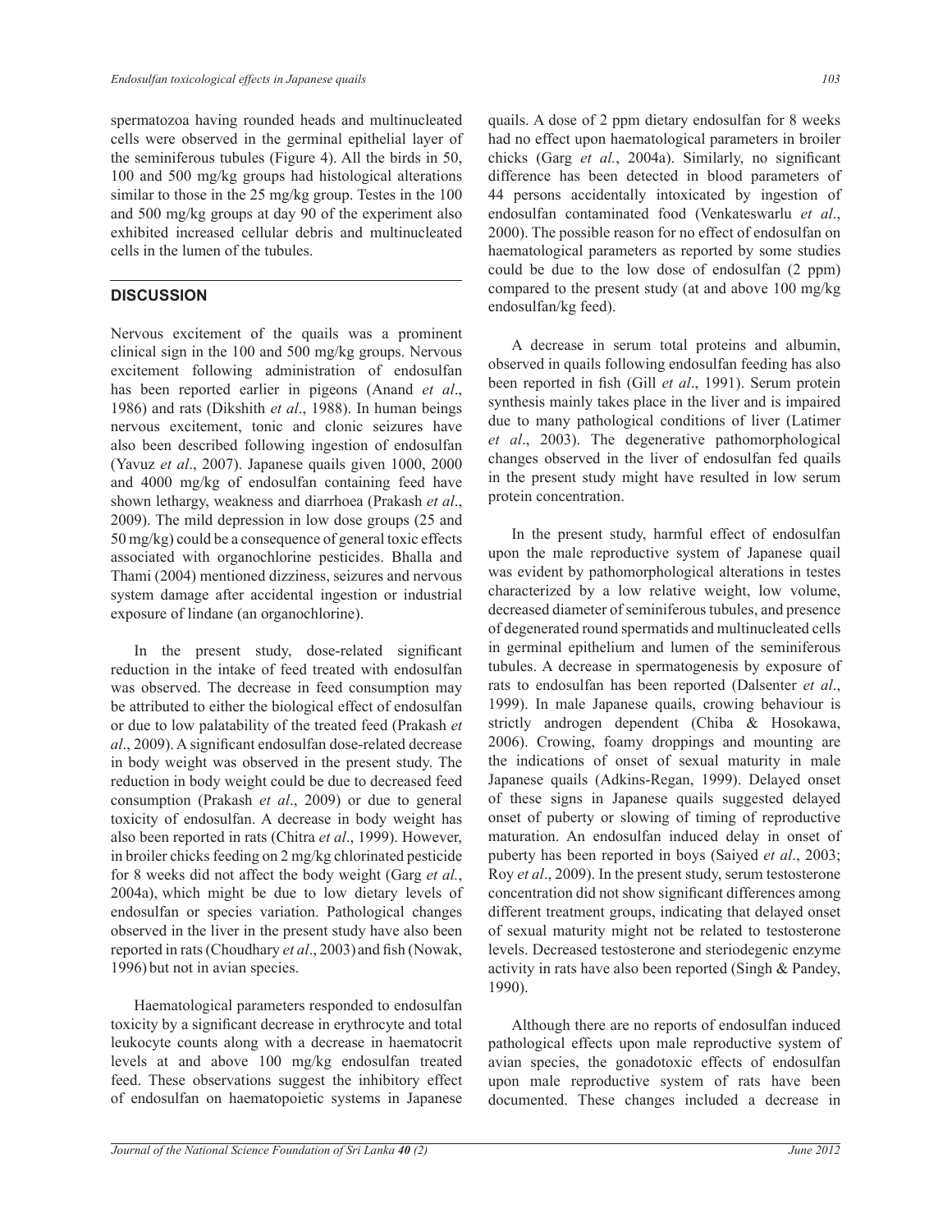spermatozoa having rounded heads and multinucleated cells were observed in the germinal epithelial layer of the seminiferous tubules (Figure 4). All the birds in 50, 100 and 500 mg/kg groups had histological alterations similar to those in the 25 mg/kg group. Testes in the 100 and 500 mg/kg groups at day 90 of the experiment also exhibited increased cellular debris and multinucleated cells in the lumen of the tubules.

## DISCUSSION

Nervous excitement of the quails was a prominent clinical sign in the 100 and 500 mg/kg groups. Nervous excitement following administration of endosulfan has been reported earlier in pigeons (Anand *et al*., 1986) and rats (Dikshith *et al*., 1988). In human beings nervous excitement, tonic and clonic seizures have also been described following ingestion of endosulfan (Yavuz *et al*., 2007). Japanese quails given 1000, 2000 and 4000 mg/kg of endosulfan containing feed have shown lethargy, weakness and diarrhoea (Prakash *et al*., 2009). The mild depression in low dose groups (25 and 50 mg/kg) could be a consequence of general toxic effects associated with organochlorine pesticides. Bhalla and Thami (2004) mentioned dizziness, seizures and nervous system damage after accidental ingestion or industrial exposure of lindane (an organochlorine).

In the present study, dose-related significant reduction in the intake of feed treated with endosulfan was observed. The decrease in feed consumption may be attributed to either the biological effect of endosulfan or due to low palatability of the treated feed (Prakash *et al*., 2009). A significant endosulfan dose-related decrease in body weight was observed in the present study. The reduction in body weight could be due to decreased feed consumption (Prakash *et al*., 2009) or due to general toxicity of endosulfan. A decrease in body weight has also been reported in rats (Chitra *et al*., 1999). However, in broiler chicks feeding on 2 mg/kg chlorinated pesticide for 8 weeks did not affect the body weight (Garg *et al.*, 2004a), which might be due to low dietary levels of endosulfan or species variation. Pathological changes observed in the liver in the present study have also been reported in rats (Choudhary *et al*., 2003) and fish (Nowak, 1996) but not in avian species.

Haematological parameters responded to endosulfan toxicity by a significant decrease in erythrocyte and total leukocyte counts along with a decrease in haematocrit levels at and above 100 mg/kg endosulfan treated feed. These observations suggest the inhibitory effect of endosulfan on haematopoietic systems in Japanese quails. A dose of 2 ppm dietary endosulfan for 8 weeks had no effect upon haematological parameters in broiler chicks (Garg *et al.*, 2004a). Similarly, no significant difference has been detected in blood parameters of 44 persons accidentally intoxicated by ingestion of endosulfan contaminated food (Venkateswarlu *et al*., 2000). The possible reason for no effect of endosulfan on haematological parameters as reported by some studies could be due to the low dose of endosulfan (2 ppm) compared to the present study (at and above 100 mg/kg endosulfan/kg feed).

A decrease in serum total proteins and albumin, observed in quails following endosulfan feeding has also been reported in fish (Gill *et al*., 1991). Serum protein synthesis mainly takes place in the liver and is impaired due to many pathological conditions of liver (Latimer *et al*., 2003). The degenerative pathomorphological changes observed in the liver of endosulfan fed quails in the present study might have resulted in low serum protein concentration.

In the present study, harmful effect of endosulfan upon the male reproductive system of Japanese quail was evident by pathomorphological alterations in testes characterized by a low relative weight, low volume, decreased diameter of seminiferous tubules, and presence of degenerated round spermatids and multinucleated cells in germinal epithelium and lumen of the seminiferous tubules. A decrease in spermatogenesis by exposure of rats to endosulfan has been reported (Dalsenter *et al*., 1999). In male Japanese quails, crowing behaviour is strictly androgen dependent (Chiba & Hosokawa, 2006). Crowing, foamy droppings and mounting are the indications of onset of sexual maturity in male Japanese quails (Adkins-Regan, 1999). Delayed onset of these signs in Japanese quails suggested delayed onset of puberty or slowing of timing of reproductive maturation. An endosulfan induced delay in onset of puberty has been reported in boys (Saiyed *et al*., 2003; Roy *et al*., 2009). In the present study, serum testosterone concentration did not show significant differences among different treatment groups, indicating that delayed onset of sexual maturity might not be related to testosterone levels. Decreased testosterone and steriodegenic enzyme activity in rats have also been reported (Singh & Pandey, 1990).

Although there are no reports of endosulfan induced pathological effects upon male reproductive system of avian species, the gonadotoxic effects of endosulfan upon male reproductive system of rats have been documented. These changes included a decrease in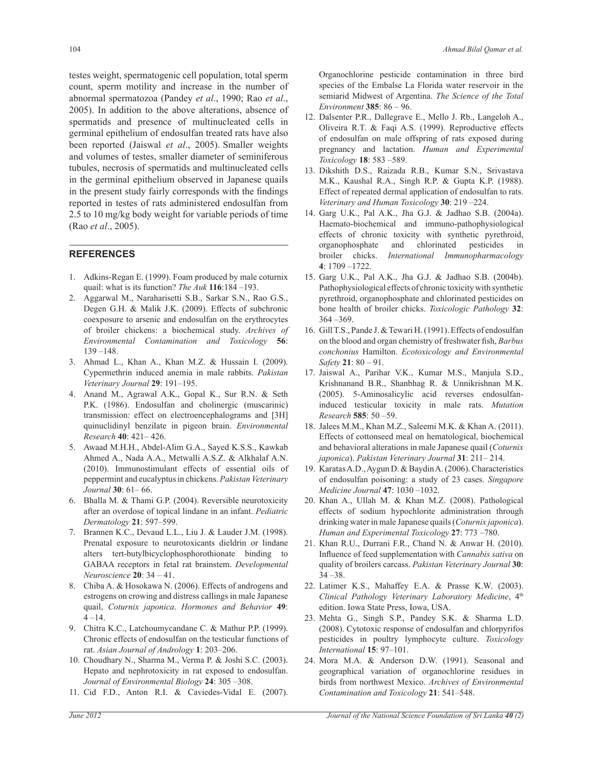testes weight, spermatogenic cell population, total sperm count, sperm motility and increase in the number of abnormal spermatozoa (Pandey *et al*., 1990; Rao *et al*., 2005). In addition to the above alterations, absence of spermatids and presence of multinucleated cells in germinal epithelium of endosulfan treated rats have also been reported (Jaiswal *et al*., 2005). Smaller weights and volumes of testes, smaller diameter of seminiferous tubules, necrosis of spermatids and multinucleated cells in the germinal epithelium observed in Japanese quails in the present study fairly corresponds with the findings reported in testes of rats administered endosulfan from 2.5 to 10 mg/kg body weight for variable periods of time (Rao *et al*., 2005).

## REFERENCES

1. Adkins-Regan E. (1999). Foam produced by male coturnix quail: what is its function? *The Auk* **116**:184 –193.
2. Aggarwal M., Naraharisetti S.B., Sarkar S.N., Rao G.S., Degen G.H. & Malik J.K. (2009). Effects of subchronic coexposure to arsenic and endosulfan on the erythrocytes of broiler chickens: a biochemical study. *Archives of Environmental Contamination and Toxicology* **56**: 139 –148.
3. Ahmad L., Khan A., Khan M.Z. & Hussain I. (2009). Cypermethrin induced anemia in male rabbits. *Pakistan Veterinary Journal* **29**: 191–195.
4. Anand M., Agrawal A.K., Gopal K., Sur R.N. & Seth P.K. (1986). Endosulfan and cholinergic (muscarinic) transmission: effect on electroencephalograms and [3H] quinuclidinyl benzilate in pigeon brain. *Environmental Research* **40**: 421– 426.
5. Awaad M.H.H., Abdel-Alim G.A., Sayed K.S.S., Kawkab Ahmed A., Nada A.A., Metwalli A.S.Z. & Alkhalaf A.N. (2010). Immunostimulant effects of essential oils of peppermint and eucalyptus in chickens. *Pakistan Veterinary Journal* **30**: 61– 66.
6. Bhalla M. & Thami G.P. (2004). Reversible neurotoxicity after an overdose of topical lindane in an infant. *Pediatric Dermatology* **21**: 597–599.
7. Brannen K.C., Devaud L.L., Liu J. & Lauder J.M. (1998). Prenatal exposure to neurotoxicants dieldrin or lindane alters tert-butylbicyclophosphorothionate binding to GABAA receptors in fetal rat brainstem. *Developmental Neuroscience* **20**: 34 – 41.
8. Chiba A. & Hosokawa N. (2006). Effects of androgens and estrogens on crowing and distress callings in male Japanese quail, *Coturnix japonica*. *Hormones and Behavior* **49**: 4 –14.
9. Chitra K.C., Latchoumycandane C. & Mathur P.P. (1999). Chronic effects of endosulfan on the testicular functions of rat. *Asian Journal of Andrology* **1**: 203–206.
10. Choudhary N., Sharma M., Verma P. & Joshi S.C. (2003). Hepato and nephrotoxicity in rat exposed to endosulfan. *Journal of Environmental Biology* **24**: 305 –308.
11. Cid F.D., Anton R.I. & Caviedes-Vidal E. (2007). Organochlorine pesticide contamination in three bird species of the Embalse La Florida water reservoir in the semiarid Midwest of Argentina. *The Science of the Total Environment* **385**: 86 – 96.
12. Dalsenter P.R., Dallegrave E., Mello J. Rb., Langeloh A., Oliveira R.T. & Faqi A.S. (1999). Reproductive effects of endosulfan on male offspring of rats exposed during pregnancy and lactation. *Human and Experimental Toxicology* **18**: 583 –589.
13. Dikshith D.S., Raizada R.B., Kumar S.N., Srivastava M.K., Kaushal R.A., Singh R.P. & Gupta K.P. (1988). Effect of repeated dermal application of endosulfan to rats. *Veterinary and Human Toxicology* **30**: 219 –224.
14. Garg U.K., Pal A.K., Jha G.J. & Jadhao S.B. (2004a). Haemato-biochemical and immuno-pathophysiological effects of chronic toxicity with synthetic pyrethroid, organophosphate and chlorinated pesticides in broiler chicks. *International Immunopharmacology* **4**: 1709 –1722.
15. Garg U.K., Pal A.K., Jha G.J. & Jadhao S.B. (2004b). Pathophysiological effects of chronic toxicity with synthetic pyrethroid, organophosphate and chlorinated pesticides on bone health of broiler chicks. *Toxicologic Pathology* **32**: 364 –369.
16. Gill T.S., Pande J. & Tewari H. (1991). Effects of endosulfan on the blood and organ chemistry of freshwater fish, *Barbus conchonius* Hamilton. *Ecotoxicology and Environmental Safety* **21**: 80 – 91.
17. Jaiswal A., Parihar V.K., Kumar M.S., Manjula S.D., Krishnanand B.R., Shanbhag R. & Unnikrishnan M.K. (2005). 5-Aminosalicylic acid reverses endosulfan-induced testicular toxicity in male rats. *Mutation Research* **585**: 50 –59.
18. Jalees M.M., Khan M.Z., Saleemi M.K. & Khan A. (2011). Effects of cottonseed meal on hematological, biochemical and behavioral alterations in male Japanese quail (*Coturnix japonica*). *Pakistan Veterinary Journal* **31**: 211– 214.
19. Karatas A.D., Aygun D. & Baydin A. (2006). Characteristics of endosulfan poisoning: a study of 23 cases. *Singapore Medicine Journal* **47**: 1030 –1032.
20. Khan A., Ullah M. & Khan M.Z. (2008). Pathological effects of sodium hypochlorite administration through drinking water in male Japanese quails (*Coturnix japonica*). *Human and Experimental Toxicology* **27**: 773 –780.
21. Khan R.U., Durrani F.R., Chand N. & Anwar H. (2010). Influence of feed supplementation with *Cannabis sativa* on quality of broilers carcass. *Pakistan Veterinary Journal* **30**: 34 –38.
22. Latimer K.S., Mahaffey E.A. & Prasse K.W. (2003). *Clinical Pathology Veterinary Laboratory Medicine*, 4th edition. Iowa State Press, Iowa, USA.
23. Mehta G., Singh S.P., Pandey S.K. & Sharma L.D. (2008). Cytotoxic response of endosulfan and chlorpyrifos pesticides in poultry lymphocyte culture. *Toxicology International* **15**: 97–101.
24. Mora M.A. & Anderson D.W. (1991). Seasonal and geographical variation of organochlorine residues in birds from northwest Mexico. *Archives of Environmental Contamination and Toxicology* **21**: 541–548.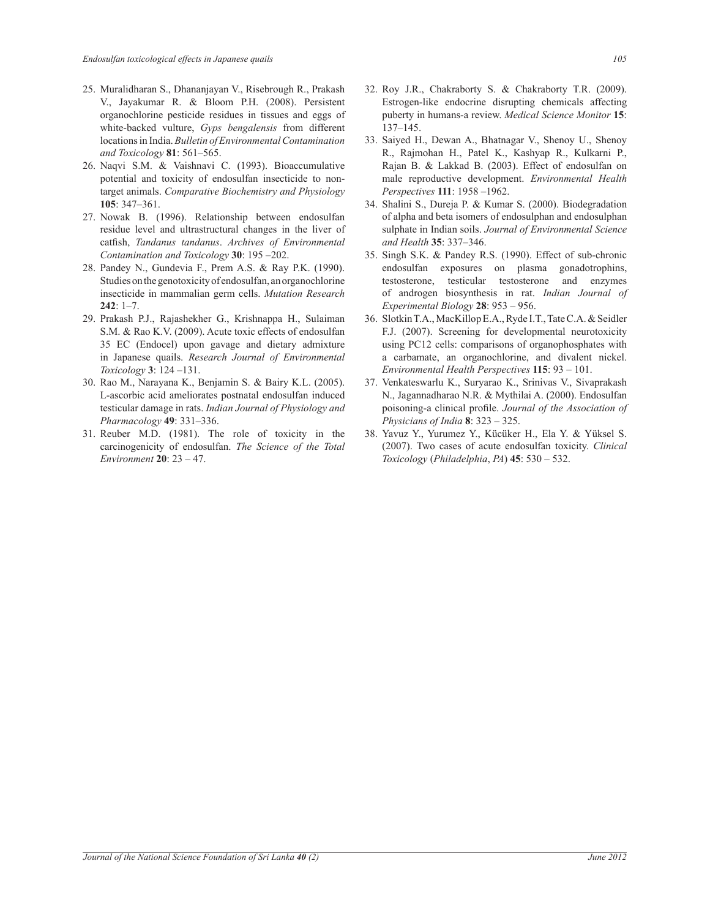25. Muralidharan S., Dhananjayan V., Risebrough R., Prakash V., Jayakumar R. & Bloom P.H. (2008). Persistent organochlorine pesticide residues in tissues and eggs of white-backed vulture, *Gyps bengalensis* from different locations in India. *Bulletin of Environmental Contamination and Toxicology* **81**: 561–565.
26. Naqvi S.M. & Vaishnavi C. (1993). Bioaccumulative potential and toxicity of endosulfan insecticide to non-target animals. *Comparative Biochemistry and Physiology* **105**: 347–361.
27. Nowak B. (1996). Relationship between endosulfan residue level and ultrastructural changes in the liver of catfish, *Tandanus tandanus*. *Archives of Environmental Contamination and Toxicology* **30**: 195 –202.
28. Pandey N., Gundevia F., Prem A.S. & Ray P.K. (1990). Studies on the genotoxicity of endosulfan, an organochlorine insecticide in mammalian germ cells. *Mutation Research* **242**: 1–7.
29. Prakash P.J., Rajashekher G., Krishnappa H., Sulaiman S.M. & Rao K.V. (2009). Acute toxic effects of endosulfan 35 EC (Endocel) upon gavage and dietary admixture in Japanese quails. *Research Journal of Environmental Toxicology* **3**: 124 –131.
30. Rao M., Narayana K., Benjamin S. & Bairy K.L. (2005). L-ascorbic acid ameliorates postnatal endosulfan induced testicular damage in rats. *Indian Journal of Physiology and Pharmacology* **49**: 331–336.
31. Reuber M.D. (1981). The role of toxicity in the carcinogenicity of endosulfan. *The Science of the Total Environment* **20**: 23 – 47.
32. Roy J.R., Chakraborty S. & Chakraborty T.R. (2009). Estrogen-like endocrine disrupting chemicals affecting puberty in humans-a review. *Medical Science Monitor* **15**: 137–145.
33. Saiyed H., Dewan A., Bhatnagar V., Shenoy U., Shenoy R., Rajmohan H., Patel K., Kashyap R., Kulkarni P., Rajan B. & Lakkad B. (2003). Effect of endosulfan on male reproductive development. *Environmental Health Perspectives* **111**: 1958 –1962.
34. Shalini S., Dureja P. & Kumar S. (2000). Biodegradation of alpha and beta isomers of endosulphan and endosulphan sulphate in Indian soils. *Journal of Environmental Science and Health* **35**: 337–346.
35. Singh S.K. & Pandey R.S. (1990). Effect of sub-chronic endosulfan exposures on plasma gonadotrophins, testosterone, testicular testosterone and enzymes of androgen biosynthesis in rat. *Indian Journal of Experimental Biology* **28**: 953 – 956.
36. Slotkin T.A., MacKillop E.A., Ryde I.T., Tate C.A. & Seidler F.J. (2007). Screening for developmental neurotoxicity using PC12 cells: comparisons of organophosphates with a carbamate, an organochlorine, and divalent nickel. *Environmental Health Perspectives* **115**: 93 – 101.
37. Venkateswarlu K., Suryarao K., Srinivas V., Sivaprakash N., Jagannadharao N.R. & Mythilai A. (2000). Endosulfan poisoning-a clinical profile. *Journal of the Association of Physicians of India* **8**: 323 – 325.
38. Yavuz Y., Yurumez Y., Kücüker H., Ela Y. & Yüksel S. (2007). Two cases of acute endosulfan toxicity. *Clinical Toxicology* (*Philadelphia*, *PA*) **45**: 530 – 532.